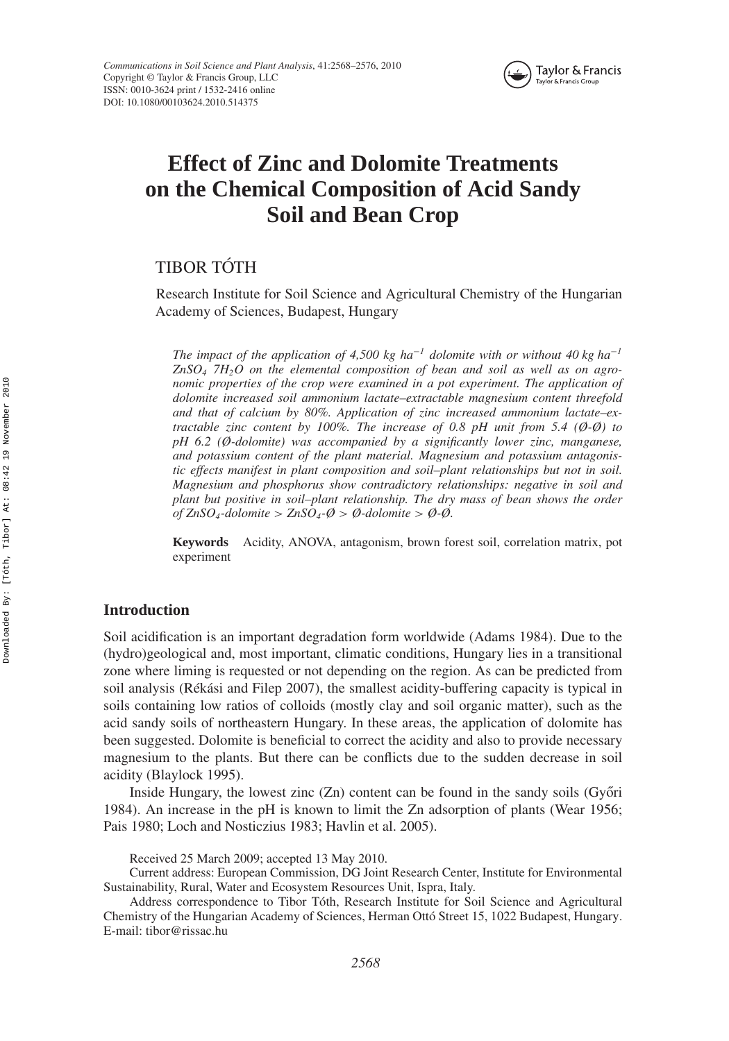# Effect of Zinc and Dolomite Treatments on the Chemical Composition of Acid Sandy Soil and Bean Crop

TIBOR TÓTH

Research Institute for Soil Science and Agricultural Chemistry of the Hungarian Academy of Sciences, Budapest, Hungary

*The impact of the application of 4,500 kg $ha^{-1}$ dolomite with or without 40 kg $ha^{-1}$ $ZnSO_4$ $7H_2O$ on the elemental composition of bean and soil as well as on agronomic properties of the crop were examined in a pot experiment. The application of dolomite increased soil ammonium lactate–extractable magnesium content threefold and that of calcium by 80%. Application of zinc increased ammonium lactate–extractable zinc content by 100%. The increase of 0.8 pH unit from 5.4 (Ø-Ø) to pH 6.2 (Ø-dolomite) was accompanied by a significantly lower zinc, manganese, and potassium content of the plant material. Magnesium and potassium antagonistic effects manifest in plant composition and soil–plant relationships but not in soil. Magnesium and phosphorus show contradictory relationships: negative in soil and plant but positive in soil–plant relationship. The dry mass of bean shows the order of $ZnSO_4$-dolomite > $ZnSO_4$-Ø > Ø-dolomite > Ø-Ø.*

**Keywords** Acidity, ANOVA, antagonism, brown forest soil, correlation matrix, pot experiment

## Introduction

Soil acidification is an important degradation form worldwide (Adams 1984). Due to the (hydro)geological and, most important, climatic conditions, Hungary lies in a transitional zone where liming is requested or not depending on the region. As can be predicted from soil analysis (Rékási and Filep 2007), the smallest acidity-buffering capacity is typical in soils containing low ratios of colloids (mostly clay and soil organic matter), such as the acid sandy soils of northeastern Hungary. In these areas, the application of dolomite has been suggested. Dolomite is beneficial to correct the acidity and also to provide necessary magnesium to the plants. But there can be conflicts due to the sudden decrease in soil acidity (Blaylock 1995).

Inside Hungary, the lowest zinc (Zn) content can be found in the sandy soils (Győri 1984). An increase in the pH is known to limit the Zn adsorption of plants (Wear 1956; Pais 1980; Loch and Nosticzius 1983; Havlin et al. 2005).

Received 25 March 2009; accepted 13 May 2010.

Current address: European Commission, DG Joint Research Center, Institute for Environmental Sustainability, Rural, Water and Ecosystem Resources Unit, Ispra, Italy.

Address correspondence to Tibor Tóth, Research Institute for Soil Science and Agricultural Chemistry of the Hungarian Academy of Sciences, Herman Ottó Street 15, 1022 Budapest, Hungary. E-mail: tibor@rissac.hu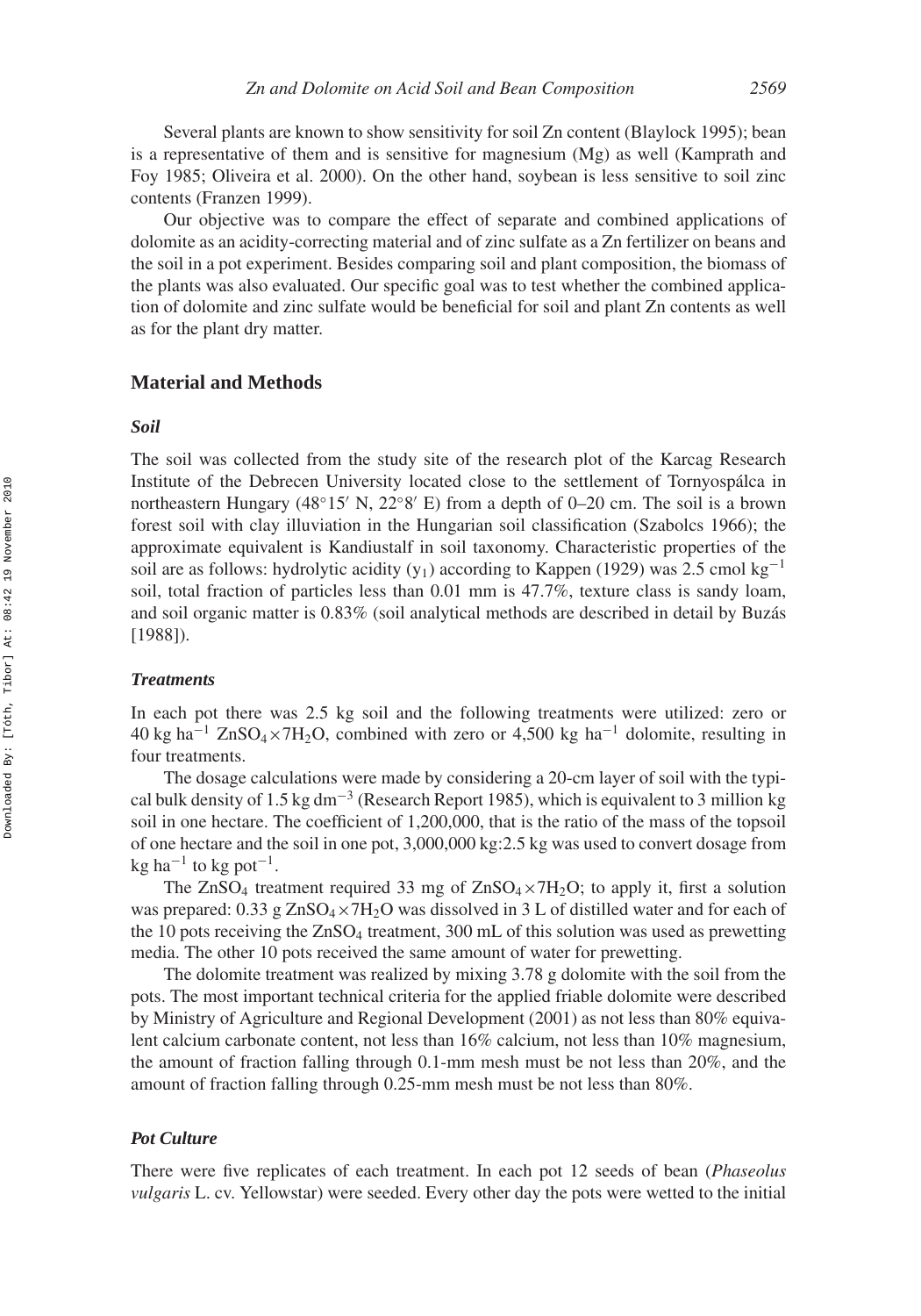Several plants are known to show sensitivity for soil Zn content (Blaylock 1995); bean is a representative of them and is sensitive for magnesium (Mg) as well (Kamprath and Foy 1985; Oliveira et al. 2000). On the other hand, soybean is less sensitive to soil zinc contents (Franzen 1999).

Our objective was to compare the effect of separate and combined applications of dolomite as an acidity-correcting material and of zinc sulfate as a Zn fertilizer on beans and the soil in a pot experiment. Besides comparing soil and plant composition, the biomass of the plants was also evaluated. Our specific goal was to test whether the combined application of dolomite and zinc sulfate would be beneficial for soil and plant Zn contents as well as for the plant dry matter.

## Material and Methods

### *Soil*

The soil was collected from the study site of the research plot of the Karcag Research Institute of the Debrecen University located close to the settlement of Tornyospálca in northeastern Hungary (48°15′ N, 22°8′ E) from a depth of 0–20 cm. The soil is a brown forest soil with clay illuviation in the Hungarian soil classification (Szabolcs 1966); the approximate equivalent is Kandiustalf in soil taxonomy. Characteristic properties of the soil are as follows: hydrolytic acidity ($y_1$) according to Kappen (1929) was 2.5 cmol $kg^{-1}$ soil, total fraction of particles less than 0.01 mm is 47.7%, texture class is sandy loam, and soil organic matter is 0.83% (soil analytical methods are described in detail by Buzás [1988]).

### *Treatments*

In each pot there was 2.5 kg soil and the following treatments were utilized: zero or 40 kg $ha^{-1}$ $ZnSO_4 \times 7H_2O$, combined with zero or 4,500 kg $ha^{-1}$ dolomite, resulting in four treatments.

The dosage calculations were made by considering a 20-cm layer of soil with the typical bulk density of 1.5 kg $dm^{-3}$ (Research Report 1985), which is equivalent to 3 million kg soil in one hectare. The coefficient of 1,200,000, that is the ratio of the mass of the topsoil of one hectare and the soil in one pot, 3,000,000 kg:2.5 kg was used to convert dosage from kg $ha^{-1}$ to kg $pot^{-1}$.

The $ZnSO_4$ treatment required 33 mg of $ZnSO_4 \times 7H_2O$; to apply it, first a solution was prepared: 0.33 g $ZnSO_4 \times 7H_2O$ was dissolved in 3 L of distilled water and for each of the 10 pots receiving the $ZnSO_4$ treatment, 300 mL of this solution was used as prewetting media. The other 10 pots received the same amount of water for prewetting.

The dolomite treatment was realized by mixing 3.78 g dolomite with the soil from the pots. The most important technical criteria for the applied friable dolomite were described by Ministry of Agriculture and Regional Development (2001) as not less than 80% equivalent calcium carbonate content, not less than 16% calcium, not less than 10% magnesium, the amount of fraction falling through 0.1-mm mesh must be not less than 20%, and the amount of fraction falling through 0.25-mm mesh must be not less than 80%.

### *Pot Culture*

There were five replicates of each treatment. In each pot 12 seeds of bean (*Phaseolus vulgaris* L. cv. Yellowstar) were seeded. Every other day the pots were wetted to the initial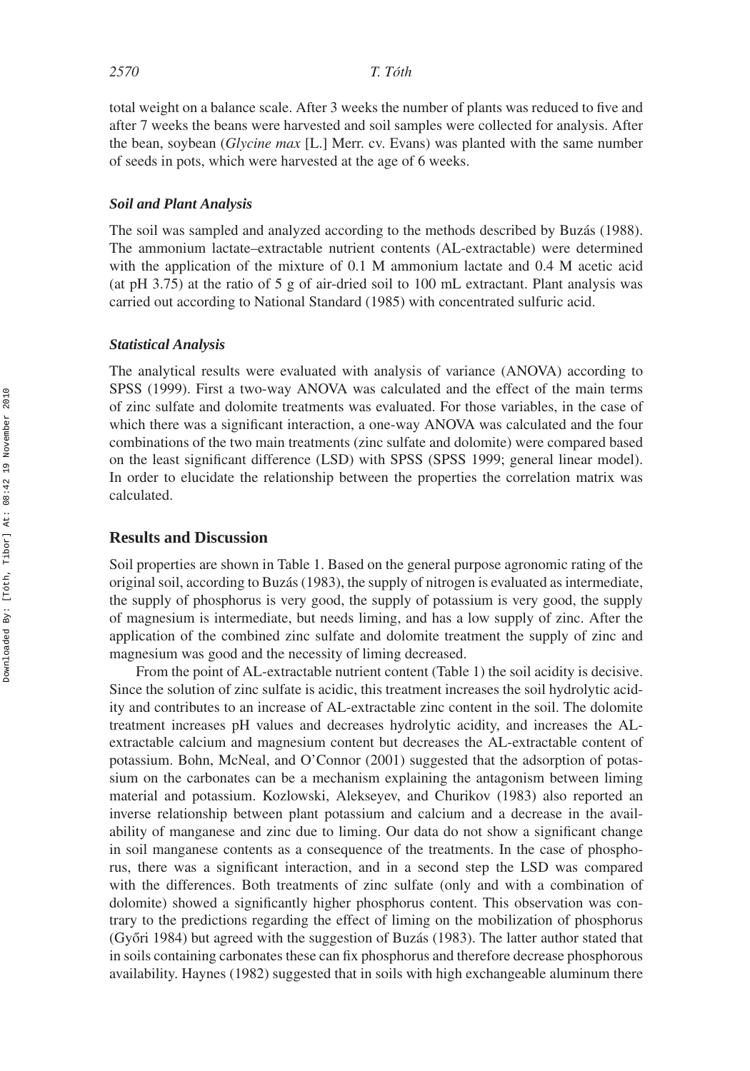total weight on a balance scale. After 3 weeks the number of plants was reduced to five and after 7 weeks the beans were harvested and soil samples were collected for analysis. After the bean, soybean (*Glycine max* [L.] Merr. cv. Evans) was planted with the same number of seeds in pots, which were harvested at the age of 6 weeks.

### *Soil and Plant Analysis*

The soil was sampled and analyzed according to the methods described by Buzás (1988). The ammonium lactate–extractable nutrient contents (AL-extractable) were determined with the application of the mixture of 0.1 M ammonium lactate and 0.4 M acetic acid (at pH 3.75) at the ratio of 5 g of air-dried soil to 100 mL extractant. Plant analysis was carried out according to National Standard (1985) with concentrated sulfuric acid.

### *Statistical Analysis*

The analytical results were evaluated with analysis of variance (ANOVA) according to SPSS (1999). First a two-way ANOVA was calculated and the effect of the main terms of zinc sulfate and dolomite treatments was evaluated. For those variables, in the case of which there was a significant interaction, a one-way ANOVA was calculated and the four combinations of the two main treatments (zinc sulfate and dolomite) were compared based on the least significant difference (LSD) with SPSS (SPSS 1999; general linear model). In order to elucidate the relationship between the properties the correlation matrix was calculated.

## Results and Discussion

Soil properties are shown in Table 1. Based on the general purpose agronomic rating of the original soil, according to Buzás (1983), the supply of nitrogen is evaluated as intermediate, the supply of phosphorus is very good, the supply of potassium is very good, the supply of magnesium is intermediate, but needs liming, and has a low supply of zinc. After the application of the combined zinc sulfate and dolomite treatment the supply of zinc and magnesium was good and the necessity of liming decreased.

From the point of AL-extractable nutrient content (Table 1) the soil acidity is decisive. Since the solution of zinc sulfate is acidic, this treatment increases the soil hydrolytic acidity and contributes to an increase of AL-extractable zinc content in the soil. The dolomite treatment increases pH values and decreases hydrolytic acidity, and increases the AL-extractable calcium and magnesium content but decreases the AL-extractable content of potassium. Bohn, McNeal, and O'Connor (2001) suggested that the adsorption of potassium on the carbonates can be a mechanism explaining the antagonism between liming material and potassium. Kozlowski, Alekseyev, and Churikov (1983) also reported an inverse relationship between plant potassium and calcium and a decrease in the availability of manganese and zinc due to liming. Our data do not show a significant change in soil manganese contents as a consequence of the treatments. In the case of phosphorus, there was a significant interaction, and in a second step the LSD was compared with the differences. Both treatments of zinc sulfate (only and with a combination of dolomite) showed a significantly higher phosphorus content. This observation was contrary to the predictions regarding the effect of liming on the mobilization of phosphorus (Győri 1984) but agreed with the suggestion of Buzás (1983). The latter author stated that in soils containing carbonates these can fix phosphorus and therefore decrease phosphorous availability. Haynes (1982) suggested that in soils with high exchangeable aluminum there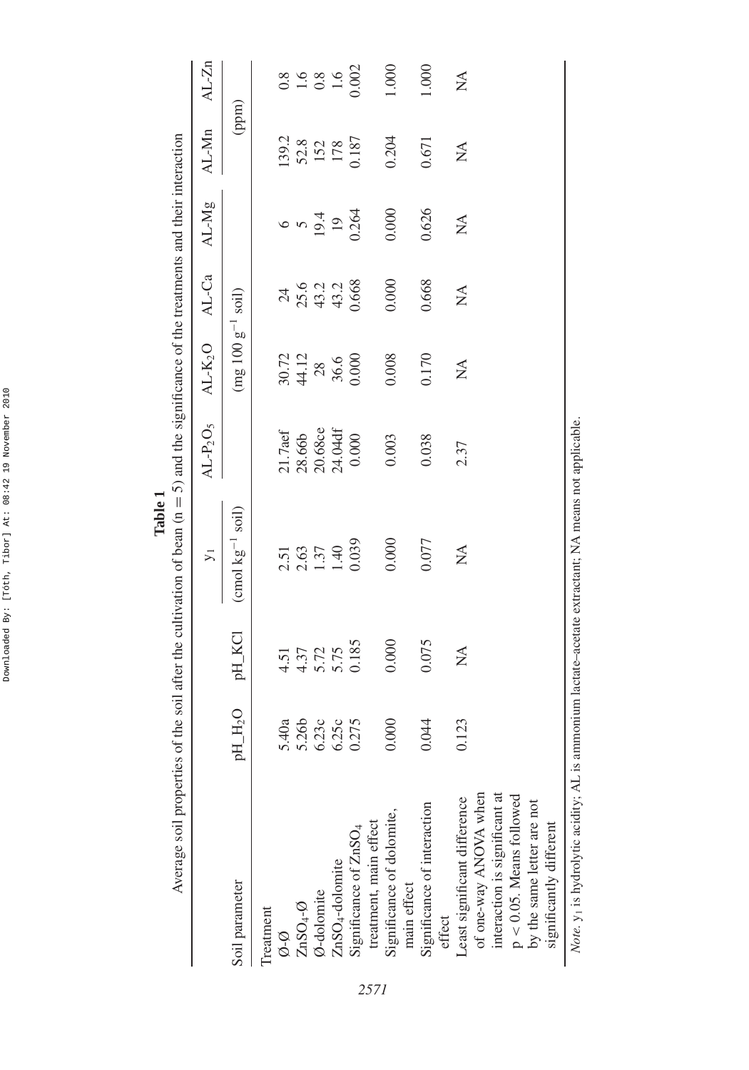**Table 1**

Average soil properties of the soil after the cultivation of bean (n = 5) and the significance of the treatments and their interaction

| Soil parameter | pH_H$_2$O | pH_KCl | $y_1$ | AL-$P_2O_5$ | AL-$K_2O$ | AL-Ca | AL-Mg | AL-Mn | AL-Zn |
|---|---|---|---|---|---|---|---|---|---|
| | | | (cmol kg$^{-1}$ soil) | (mg 100 g$^{-1}$ soil) | | | | (ppm) | |
| Treatment | | | | | | | | | |
| Ø-Ø | 5.40a | 4.51 | 2.51 | 21.7aef | 30.72 | 24 | 6 | 139.2 | 0.8 |
| $ZnSO_4$-Ø | 5.26b | 4.37 | 2.63 | 28.66b | 44.12 | 25.6 | 5 | 52.8 | 1.6 |
| Ø-dolomite | 6.23c | 5.72 | 1.37 | 20.68ce | 28 | 43.2 | 19.4 | 152 | 0.8 |
| $ZnSO_4$-dolomite | 6.25c | 5.75 | 1.40 | 24.04df | 36.6 | 43.2 | 19 | 178 | 1.6 |
| Significance of $ZnSO_4$ treatment, main effect | 0.275 | 0.185 | 0.039 | 0.000 | 0.000 | 0.668 | 0.264 | 0.187 | 0.002 |
| Significance of dolomite, main effect | 0.000 | 0.000 | 0.000 | 0.003 | 0.008 | 0.000 | 0.000 | 0.204 | 1.000 |
| Significance of interaction effect | 0.044 | 0.075 | 0.077 | 0.038 | 0.170 | 0.668 | 0.626 | 0.671 | 1.000 |
| Least significant difference of one-way ANOVA when interaction is significant at $p < 0.05$. Means followed by the same letter are not significantly different | 0.123 | NA | NA | 2.37 | NA | NA | NA | NA | NA |

*Note.* $y_1$ is hydrolytic acidity; AL is ammonium lactate–acetate extractant; NA means not applicable.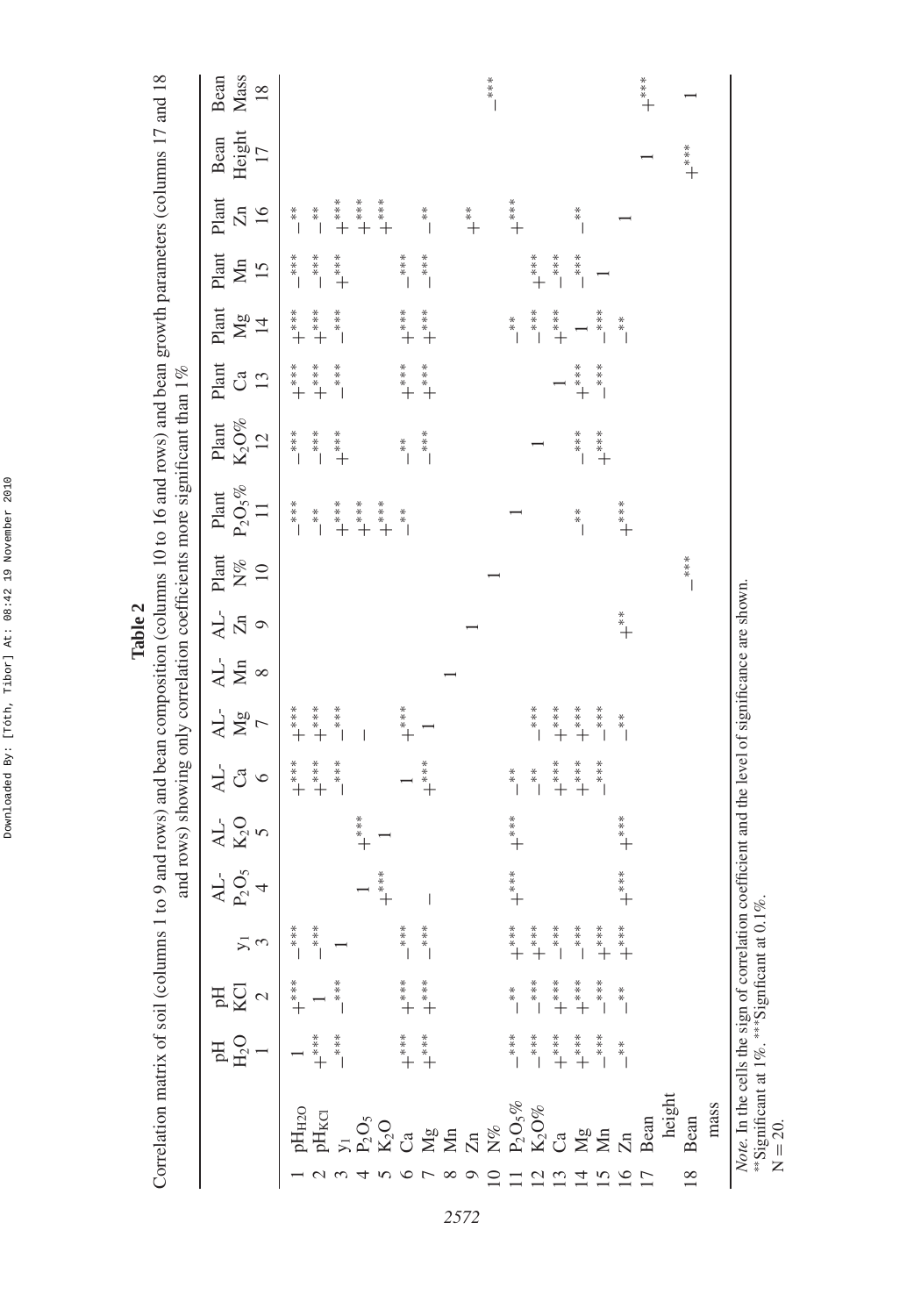**Table 2**

Correlation matrix of soil (columns 1 to 9 and rows) and bean composition (columns 10 to 16 and rows) and bean growth parameters (columns 17 and 18 and rows) showing only correlation coefficients more significant than 1%

| | | pH $H_2O$ 1 | pH KCl 2 | $y_1$ 3 | AL-$P_2O_5$ 4 | AL-$K_2O$ 5 | AL-Ca 6 | AL-Mg 7 | AL-Mn 8 | AL-Zn 9 | Plant N% 10 | Plant $P_2O_5$% 11 | Plant $K_2O$% 12 | Plant Ca 13 | Plant Mg 14 | Plant Mn 15 | Plant Zn 16 | Bean Height 17 | Bean Mass 18 |
|---|---|---|---|---|---|---|---|---|---|---|---|---|---|---|---|---|---|---|---|
| 1 | $pH_{H2O}$ | 1 | +*** | −*** | | | +*** | +*** | | | | −*** | −*** | +*** | +*** | −*** | −** | | |
| 2 | $pH_{KCl}$ | +*** | 1 | −*** | | | +*** | +*** | | | | −** | −*** | +*** | +*** | −*** | −** | | |
| 3 | $y_1$ | −*** | −*** | 1 | | | −*** | −*** | | | | +*** | +*** | −*** | −*** | +*** | +*** | | |
| 4 | $P_2O_5$ | | | | 1 | +*** | | | | | | +*** | | | | | +*** | | |
| 5 | $K_2O$ | | | | +*** | 1 | | − | | | | +*** | | | | | +*** | | |
| 6 | Ca | +*** | +*** | −*** | | | 1 | +*** | | | | −** | −** | +*** | +*** | −*** | | | |
| 7 | Mg | +*** | +*** | −*** | − | | +*** | 1 | | | | | −*** | +*** | +*** | −*** | −** | | |
| 8 | Mn | | | | | | | | 1 | | | | | | | | | | |
| 9 | Zn | | | | | | | | | 1 | | | | | | | +** | | |
| 10 | N% | | | | | | | | | | 1 | | | | | | | | −*** |
| 11 | $P_2O_5$% | −*** | −** | +*** | +*** | +*** | −** | | | | | 1 | | | −** | | +*** | | |
| 12 | $K_2O$% | −*** | −*** | +*** | | | −** | −*** | | | | | 1 | | −*** | +*** | | | |
| 13 | Ca | +*** | +*** | −*** | | | +*** | +*** | | | | | | 1 | +*** | −*** | | | |
| 14 | Mg | +*** | +*** | −*** | | | +*** | +*** | | | | −** | −*** | +*** | 1 | −*** | −** | | |
| 15 | Mn | −*** | −*** | +*** | | | −*** | −*** | | | | | +*** | −*** | −*** | 1 | | | |
| 16 | Zn | −** | −** | +*** | +*** | +*** | | −** | | +** | | +*** | | | −** | | 1 | | |
| 17 | Bean height | | | | | | | | | | | | | | | | | 1 | +*** |
| 18 | Bean mass | | | | | | | | | | −*** | | | | | | | +*** | 1 |

*Note.* In the cells the sign of correlation coefficient and the level of significance are shown.
**Significant at 1%. ***Signficant at 0.1%.
N = 20.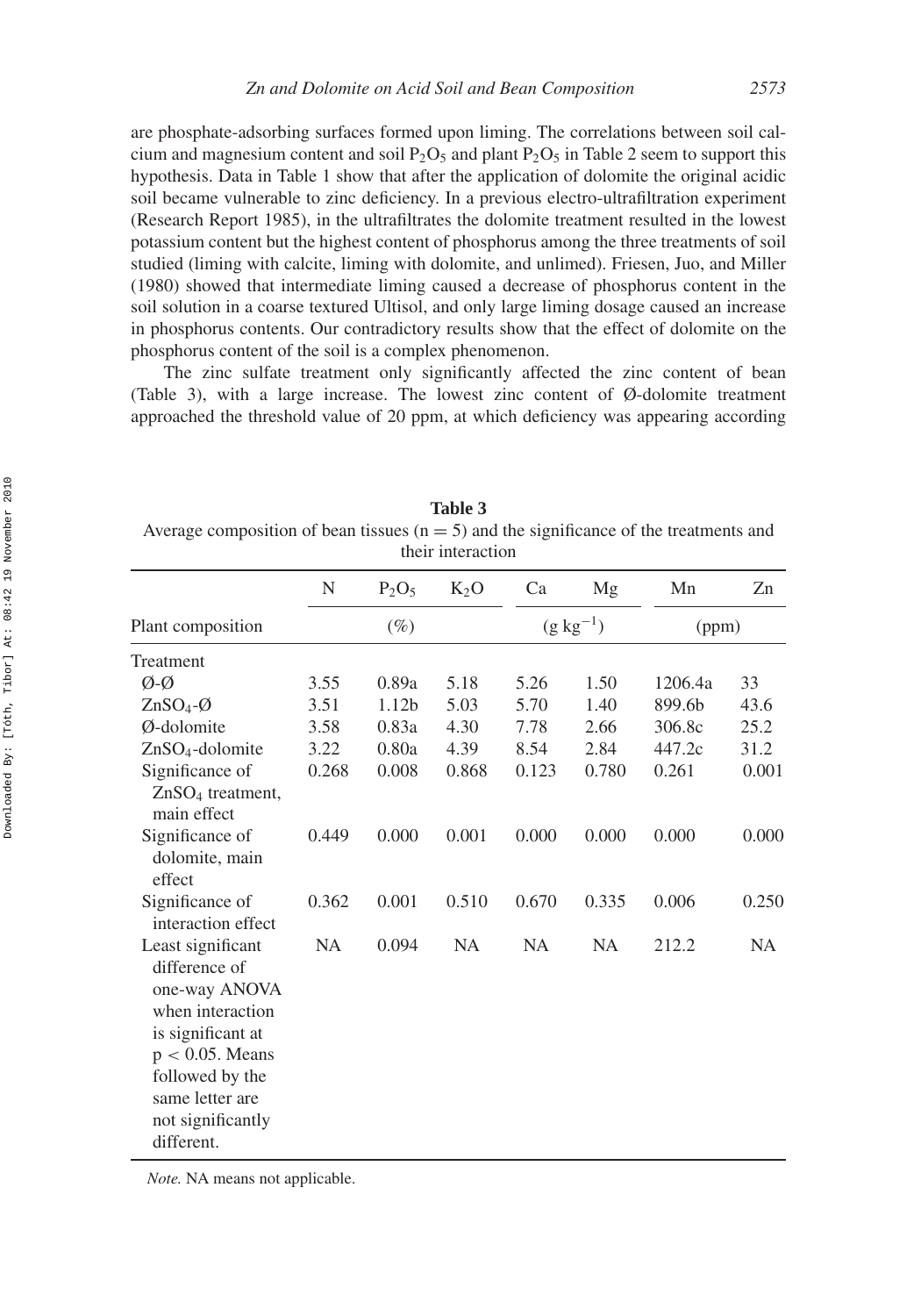are phosphate-adsorbing surfaces formed upon liming. The correlations between soil calcium and magnesium content and soil $P_2O_5$ and plant $P_2O_5$ in Table 2 seem to support this hypothesis. Data in Table 1 show that after the application of dolomite the original acidic soil became vulnerable to zinc deficiency. In a previous electro-ultrafiltration experiment (Research Report 1985), in the ultrafiltrates the dolomite treatment resulted in the lowest potassium content but the highest content of phosphorus among the three treatments of soil studied (liming with calcite, liming with dolomite, and unlimed). Friesen, Juo, and Miller (1980) showed that intermediate liming caused a decrease of phosphorus content in the soil solution in a coarse textured Ultisol, and only large liming dosage caused an increase in phosphorus contents. Our contradictory results show that the effect of dolomite on the phosphorus content of the soil is a complex phenomenon.

The zinc sulfate treatment only significantly affected the zinc content of bean (Table 3), with a large increase. The lowest zinc content of Ø-dolomite treatment approached the threshold value of 20 ppm, at which deficiency was appearing according

**Table 3**
Average composition of bean tissues (n = 5) and the significance of the treatments and their interaction

| Plant composition | N (%) | $P_2O_5$ (%) | $K_2O$ (%) | Ca ($g\ kg^{-1}$) | Mg ($g\ kg^{-1}$) | Mn (ppm) | Zn (ppm) |
|---|---|---|---|---|---|---|---|
| Treatment | | | | | | | |
| Ø-Ø | 3.55 | 0.89a | 5.18 | 5.26 | 1.50 | 1206.4a | 33 |
| $ZnSO_4$-Ø | 3.51 | 1.12b | 5.03 | 5.70 | 1.40 | 899.6b | 43.6 |
| Ø-dolomite | 3.58 | 0.83a | 4.30 | 7.78 | 2.66 | 306.8c | 25.2 |
| $ZnSO_4$-dolomite | 3.22 | 0.80a | 4.39 | 8.54 | 2.84 | 447.2c | 31.2 |
| Significance of $ZnSO_4$ treatment, main effect | 0.268 | 0.008 | 0.868 | 0.123 | 0.780 | 0.261 | 0.001 |
| Significance of dolomite, main effect | 0.449 | 0.000 | 0.001 | 0.000 | 0.000 | 0.000 | 0.000 |
| Significance of interaction effect | 0.362 | 0.001 | 0.510 | 0.670 | 0.335 | 0.006 | 0.250 |
| Least significant difference of one-way ANOVA when interaction is significant at $p < 0.05$. Means followed by the same letter are not significantly different. | NA | 0.094 | NA | NA | NA | 212.2 | NA |

*Note.* NA means not applicable.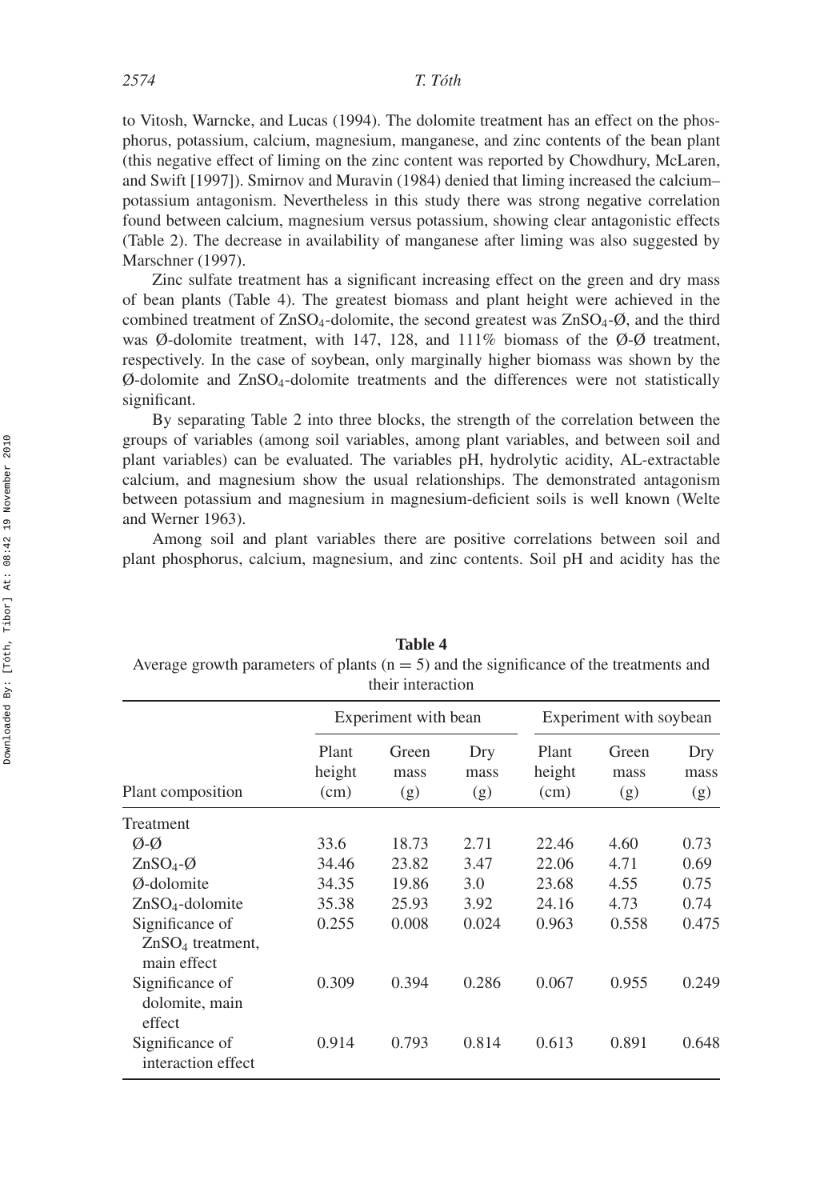to Vitosh, Warncke, and Lucas (1994). The dolomite treatment has an effect on the phosphorus, potassium, calcium, magnesium, manganese, and zinc contents of the bean plant (this negative effect of liming on the zinc content was reported by Chowdhury, McLaren, and Swift [1997]). Smirnov and Muravin (1984) denied that liming increased the calcium–potassium antagonism. Nevertheless in this study there was strong negative correlation found between calcium, magnesium versus potassium, showing clear antagonistic effects (Table 2). The decrease in availability of manganese after liming was also suggested by Marschner (1997).

Zinc sulfate treatment has a significant increasing effect on the green and dry mass of bean plants (Table 4). The greatest biomass and plant height were achieved in the combined treatment of $ZnSO_4$-dolomite, the second greatest was $ZnSO_4$-Ø, and the third was Ø-dolomite treatment, with 147, 128, and 111% biomass of the Ø-Ø treatment, respectively. In the case of soybean, only marginally higher biomass was shown by the Ø-dolomite and $ZnSO_4$-dolomite treatments and the differences were not statistically significant.

By separating Table 2 into three blocks, the strength of the correlation between the groups of variables (among soil variables, among plant variables, and between soil and plant variables) can be evaluated. The variables pH, hydrolytic acidity, AL-extractable calcium, and magnesium show the usual relationships. The demonstrated antagonism between potassium and magnesium in magnesium-deficient soils is well known (Welte and Werner 1963).

Among soil and plant variables there are positive correlations between soil and plant phosphorus, calcium, magnesium, and zinc contents. Soil pH and acidity has the

**Table 4**
Average growth parameters of plants ($n = 5$) and the significance of the treatments and their interaction

| | Experiment with bean | | | Experiment with soybean | | |
|---|---|---|---|---|---|---|
| Plant composition | Plant height (cm) | Green mass (g) | Dry mass (g) | Plant height (cm) | Green mass (g) | Dry mass (g) |
| Treatment | | | | | | |
| Ø-Ø | 33.6 | 18.73 | 2.71 | 22.46 | 4.60 | 0.73 |
| $ZnSO_4$-Ø | 34.46 | 23.82 | 3.47 | 22.06 | 4.71 | 0.69 |
| Ø-dolomite | 34.35 | 19.86 | 3.0 | 23.68 | 4.55 | 0.75 |
| $ZnSO_4$-dolomite | 35.38 | 25.93 | 3.92 | 24.16 | 4.73 | 0.74 |
| Significance of $ZnSO_4$ treatment, main effect | 0.255 | 0.008 | 0.024 | 0.963 | 0.558 | 0.475 |
| Significance of dolomite, main effect | 0.309 | 0.394 | 0.286 | 0.067 | 0.955 | 0.249 |
| Significance of interaction effect | 0.914 | 0.793 | 0.814 | 0.613 | 0.891 | 0.648 |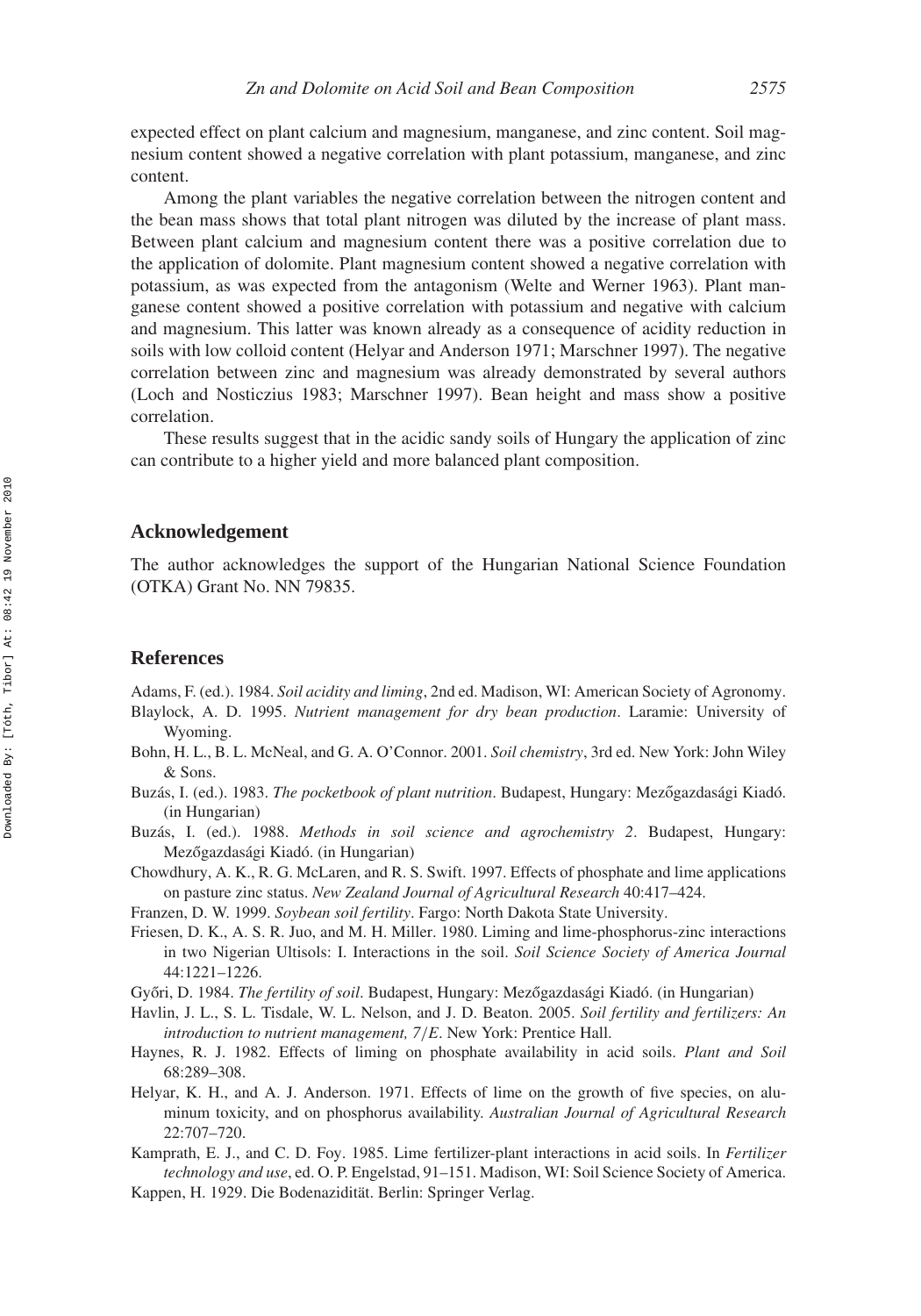expected effect on plant calcium and magnesium, manganese, and zinc content. Soil magnesium content showed a negative correlation with plant potassium, manganese, and zinc content.

Among the plant variables the negative correlation between the nitrogen content and the bean mass shows that total plant nitrogen was diluted by the increase of plant mass. Between plant calcium and magnesium content there was a positive correlation due to the application of dolomite. Plant magnesium content showed a negative correlation with potassium, as was expected from the antagonism (Welte and Werner 1963). Plant manganese content showed a positive correlation with potassium and negative with calcium and magnesium. This latter was known already as a consequence of acidity reduction in soils with low colloid content (Helyar and Anderson 1971; Marschner 1997). The negative correlation between zinc and magnesium was already demonstrated by several authors (Loch and Nosticzius 1983; Marschner 1997). Bean height and mass show a positive correlation.

These results suggest that in the acidic sandy soils of Hungary the application of zinc can contribute to a higher yield and more balanced plant composition.

## Acknowledgement

The author acknowledges the support of the Hungarian National Science Foundation (OTKA) Grant No. NN 79835.

## References

Adams, F. (ed.). 1984. *Soil acidity and liming*, 2nd ed. Madison, WI: American Society of Agronomy.

Blaylock, A. D. 1995. *Nutrient management for dry bean production*. Laramie: University of Wyoming.

Bohn, H. L., B. L. McNeal, and G. A. O'Connor. 2001. *Soil chemistry*, 3rd ed. New York: John Wiley & Sons.

Buzás, I. (ed.). 1983. *The pocketbook of plant nutrition*. Budapest, Hungary: Mezőgazdasági Kiadó. (in Hungarian)

Buzás, I. (ed.). 1988. *Methods in soil science and agrochemistry 2*. Budapest, Hungary: Mezőgazdasági Kiadó. (in Hungarian)

Chowdhury, A. K., R. G. McLaren, and R. S. Swift. 1997. Effects of phosphate and lime applications on pasture zinc status. *New Zealand Journal of Agricultural Research* 40:417–424.

Franzen, D. W. 1999. *Soybean soil fertility*. Fargo: North Dakota State University.

Friesen, D. K., A. S. R. Juo, and M. H. Miller. 1980. Liming and lime-phosphorus-zinc interactions in two Nigerian Ultisols: I. Interactions in the soil. *Soil Science Society of America Journal* 44:1221–1226.

Győri, D. 1984. *The fertility of soil*. Budapest, Hungary: Mezőgazdasági Kiadó. (in Hungarian)

Havlin, J. L., S. L. Tisdale, W. L. Nelson, and J. D. Beaton. 2005. *Soil fertility and fertilizers: An introduction to nutrient management, 7/E*. New York: Prentice Hall.

Haynes, R. J. 1982. Effects of liming on phosphate availability in acid soils. *Plant and Soil* 68:289–308.

Helyar, K. H., and A. J. Anderson. 1971. Effects of lime on the growth of five species, on aluminum toxicity, and on phosphorus availability. *Australian Journal of Agricultural Research* 22:707–720.

Kamprath, E. J., and C. D. Foy. 1985. Lime fertilizer-plant interactions in acid soils. In *Fertilizer technology and use*, ed. O. P. Engelstad, 91–151. Madison, WI: Soil Science Society of America.

Kappen, H. 1929. Die Bodenazidität. Berlin: Springer Verlag.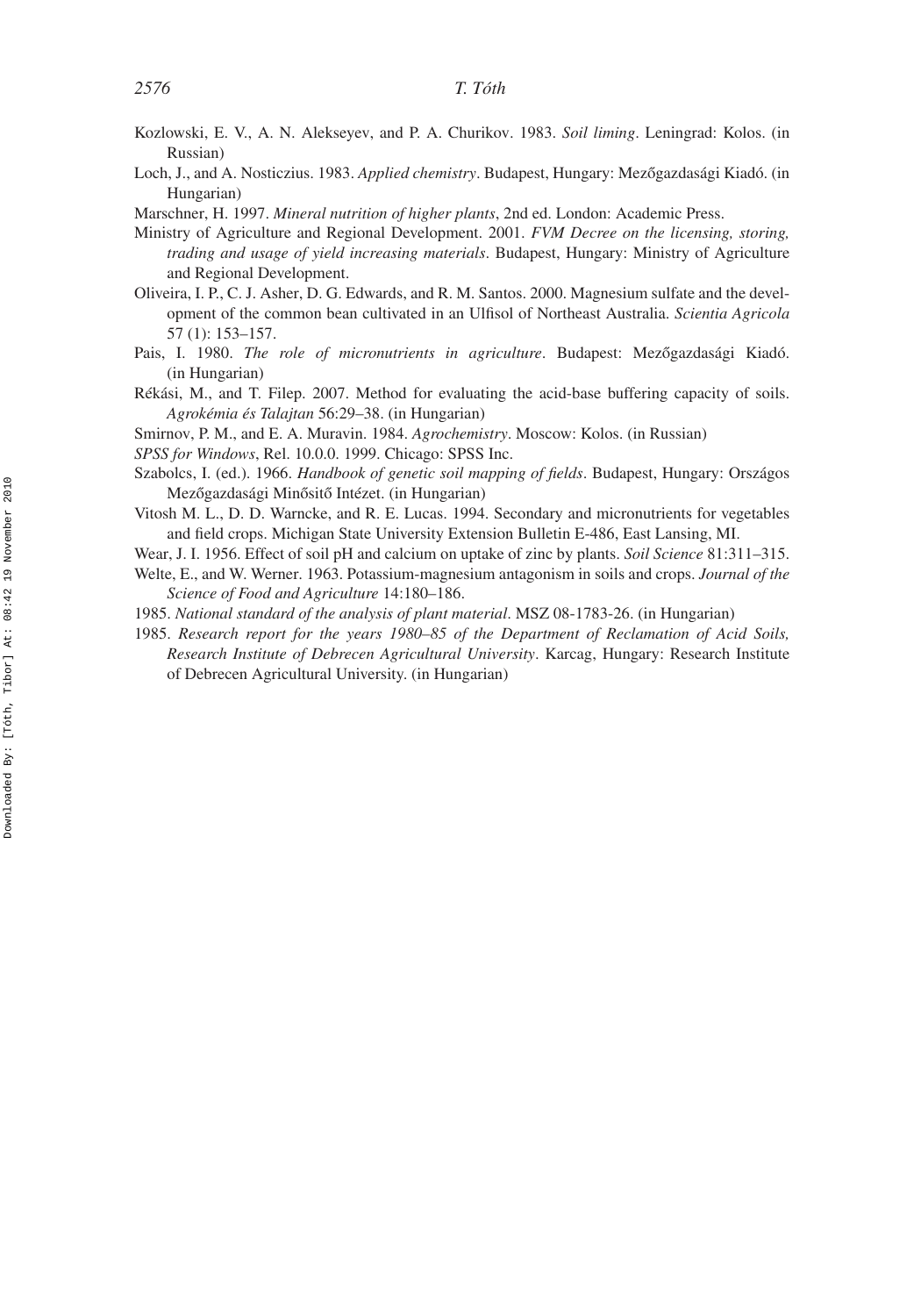Kozlowski, E. V., A. N. Alekseyev, and P. A. Churikov. 1983. *Soil liming*. Leningrad: Kolos. (in Russian)

Loch, J., and A. Nosticzius. 1983. *Applied chemistry*. Budapest, Hungary: Mezőgazdasági Kiadó. (in Hungarian)

Marschner, H. 1997. *Mineral nutrition of higher plants*, 2nd ed. London: Academic Press.

Ministry of Agriculture and Regional Development. 2001. *FVM Decree on the licensing, storing, trading and usage of yield increasing materials*. Budapest, Hungary: Ministry of Agriculture and Regional Development.

Oliveira, I. P., C. J. Asher, D. G. Edwards, and R. M. Santos. 2000. Magnesium sulfate and the development of the common bean cultivated in an Ulfisol of Northeast Australia. *Scientia Agricola* 57 (1): 153–157.

Pais, I. 1980. *The role of micronutrients in agriculture*. Budapest: Mezőgazdasági Kiadó. (in Hungarian)

Rékási, M., and T. Filep. 2007. Method for evaluating the acid-base buffering capacity of soils. *Agrokémia és Talajtan* 56:29–38. (in Hungarian)

Smirnov, P. M., and E. A. Muravin. 1984. *Agrochemistry*. Moscow: Kolos. (in Russian)

*SPSS for Windows*, Rel. 10.0.0. 1999. Chicago: SPSS Inc.

Szabolcs, I. (ed.). 1966. *Handbook of genetic soil mapping of fields*. Budapest, Hungary: Országos Mezőgazdasági Minősitő Intézet. (in Hungarian)

Vitosh M. L., D. D. Warncke, and R. E. Lucas. 1994. Secondary and micronutrients for vegetables and field crops. Michigan State University Extension Bulletin E-486, East Lansing, MI.

Wear, J. I. 1956. Effect of soil pH and calcium on uptake of zinc by plants. *Soil Science* 81:311–315.

Welte, E., and W. Werner. 1963. Potassium-magnesium antagonism in soils and crops. *Journal of the Science of Food and Agriculture* 14:180–186.

1985. *National standard of the analysis of plant material*. MSZ 08-1783-26. (in Hungarian)

1985. *Research report for the years 1980–85 of the Department of Reclamation of Acid Soils, Research Institute of Debrecen Agricultural University*. Karcag, Hungary: Research Institute of Debrecen Agricultural University. (in Hungarian)